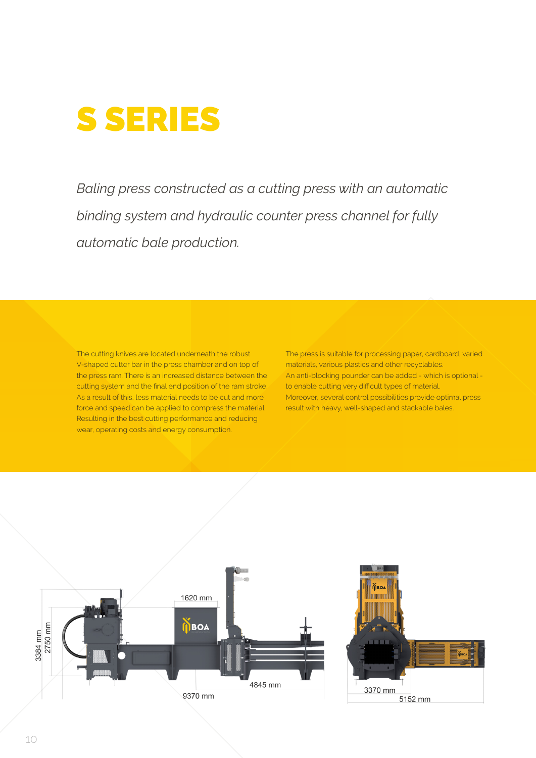# S SERIES

*Baling press constructed as a cutting press with an automatic binding system and hydraulic counter press channel for fully automatic bale production.*

The cutting knives are located underneath the robust V-shaped cutter bar in the press chamber and on top of the press ram. There is an increased distance between the cutting system and the final end position of the ram stroke. As a result of this, less material needs to be cut and more force and speed can be applied to compress the material. Resulting in the best cutting performance and reducing wear, operating costs and energy consumption.

The press is suitable for processing paper, cardboard, varied materials, various plastics and other recyclables.
An anti-blocking pounder can be added - which is optional - to enable cutting very difficult types of material.
Moreover, several control possibilities provide optimal press result with heavy, well-shaped and stackable bales.

3384 mm
2750 mm
1620 mm
4845 mm
9370 mm
3370 mm
5152 mm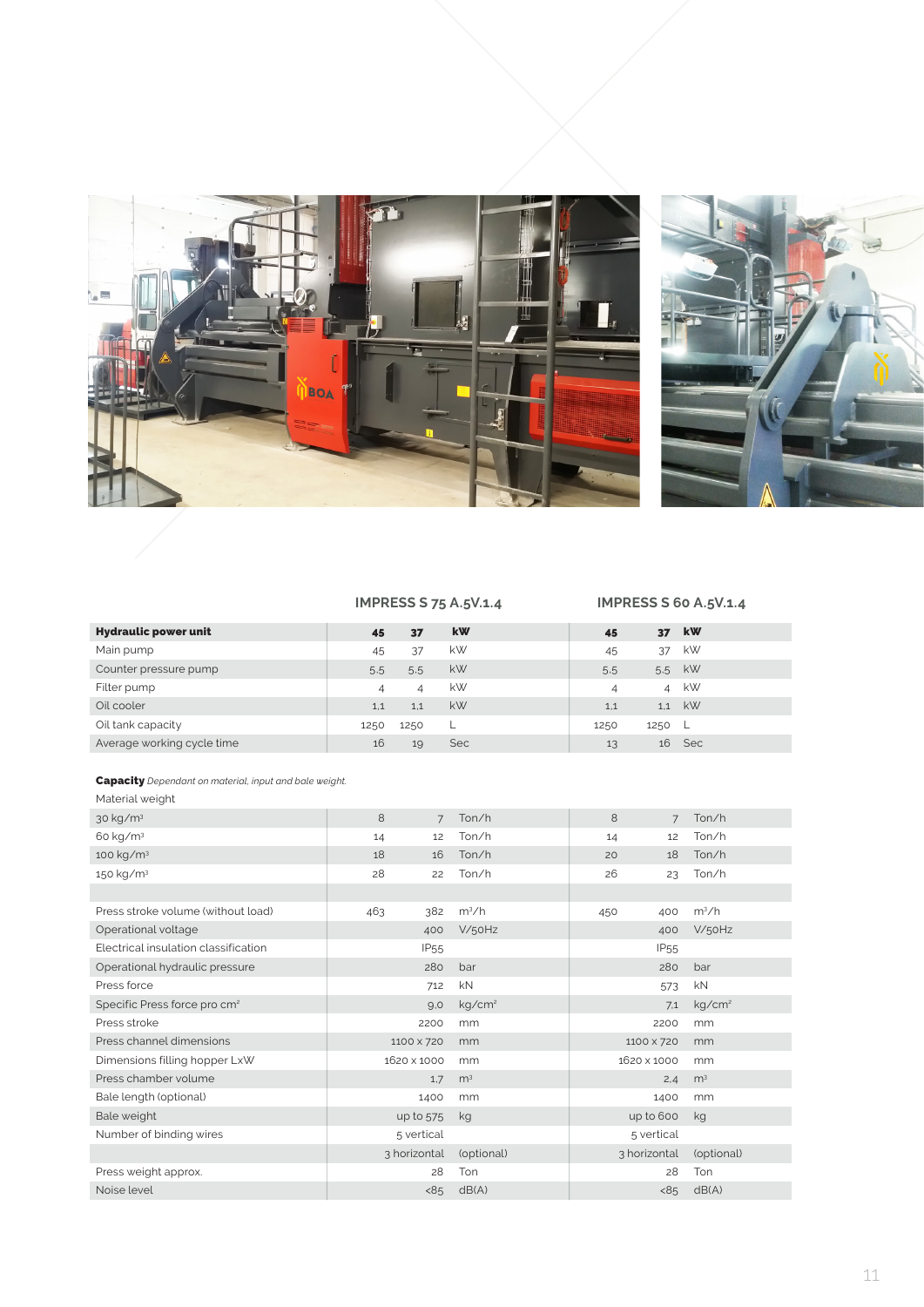| | IMPRESS S 75 A.5V.1.4 | | | IMPRESS S 60 A.5V.1.4 | | |
|---|---|---|---|---|---|---|
| **Hydraulic power unit** | **45** | **37** | **kW** | **45** | **37** | **kW** |
| Main pump | 45 | 37 | kW | 45 | 37 | kW |
| Counter pressure pump | 5.5 | 5.5 | kW | 5.5 | 5.5 | kW |
| Filter pump | 4 | 4 | kW | 4 | 4 | kW |
| Oil cooler | 1,1 | 1,1 | kW | 1,1 | 1,1 | kW |
| Oil tank capacity | 1250 | 1250 | L | 1250 | 1250 | L |
| Average working cycle time | 16 | 19 | Sec | 13 | 16 | Sec |
| **Capacity** *Dependant on material, input and bale weight.* | | | | | | |
| Material weight | | | | | | |
| 30 kg/m³ | 8 | 7 | Ton/h | 8 | 7 | Ton/h |
| 60 kg/m³ | 14 | 12 | Ton/h | 14 | 12 | Ton/h |
| 100 kg/m³ | 18 | 16 | Ton/h | 20 | 18 | Ton/h |
| 150 kg/m³ | 28 | 22 | Ton/h | 26 | 23 | Ton/h |
| | | | | | | |
| Press stroke volume (without load) | 463 | 382 | m³/h | 450 | 400 | m³/h |
| Operational voltage | | 400 | V/50Hz | | 400 | V/50Hz |
| Electrical insulation classification | | IP55 | | | IP55 | |
| Operational hydraulic pressure | | 280 | bar | | 280 | bar |
| Press force | | 712 | kN | | 573 | kN |
| Specific Press force pro cm² | | 9,0 | kg/cm² | | 7,1 | kg/cm² |
| Press stroke | | 2200 | mm | | 2200 | mm |
| Press channel dimensions | | 1100 x 720 | mm | | 1100 x 720 | mm |
| Dimensions filling hopper LxW | | 1620 x 1000 | mm | | 1620 x 1000 | mm |
| Press chamber volume | | 1,7 | m³ | | 2,4 | m³ |
| Bale length (optional) | | 1400 | mm | | 1400 | mm |
| Bale weight | | up to 575 | kg | | up to 600 | kg |
| Number of binding wires | | 5 vertical | | | 5 vertical | |
| | | 3 horizontal | (optional) | | 3 horizontal | (optional) |
| Press weight approx. | | 28 | Ton | | 28 | Ton |
| Noise level | | <85 | dB(A) | | <85 | dB(A) |